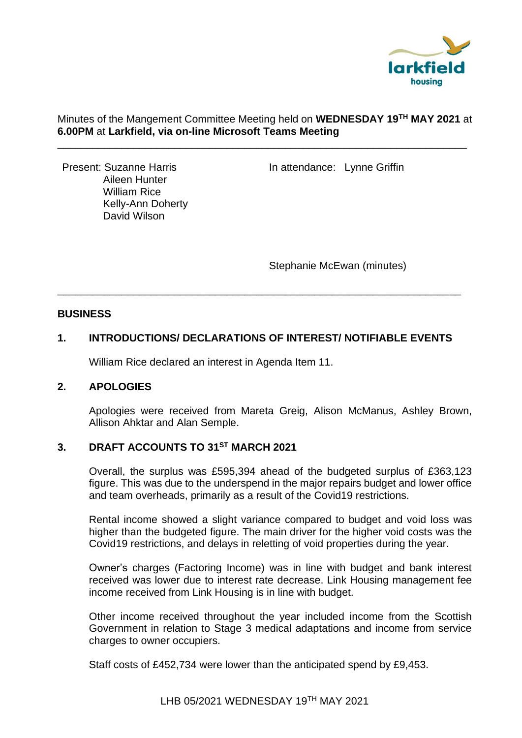Minutes of the Mangement Committee Meeting held on **WEDNESDAY 19TH MAY 2021** at **6.00PM** at **Larkfield, via on-line Microsoft Teams Meeting**

---

Present: Suzanne Harris
Aileen Hunter
William Rice
Kelly-Ann Doherty
David Wilson

In attendance: Lynne Griffin

Stephanie McEwan (minutes)

---

## BUSINESS

### 1. INTRODUCTIONS/ DECLARATIONS OF INTEREST/ NOTIFIABLE EVENTS

William Rice declared an interest in Agenda Item 11.

### 2. APOLOGIES

Apologies were received from Mareta Greig, Alison McManus, Ashley Brown, Allison Ahktar and Alan Semple.

### 3. DRAFT ACCOUNTS TO 31ST MARCH 2021

Overall, the surplus was £595,394 ahead of the budgeted surplus of £363,123 figure. This was due to the underspend in the major repairs budget and lower office and team overheads, primarily as a result of the Covid19 restrictions.

Rental income showed a slight variance compared to budget and void loss was higher than the budgeted figure. The main driver for the higher void costs was the Covid19 restrictions, and delays in reletting of void properties during the year.

Owner's charges (Factoring Income) was in line with budget and bank interest received was lower due to interest rate decrease. Link Housing management fee income received from Link Housing is in line with budget.

Other income received throughout the year included income from the Scottish Government in relation to Stage 3 medical adaptations and income from service charges to owner occupiers.

Staff costs of £452,734 were lower than the anticipated spend by £9,453.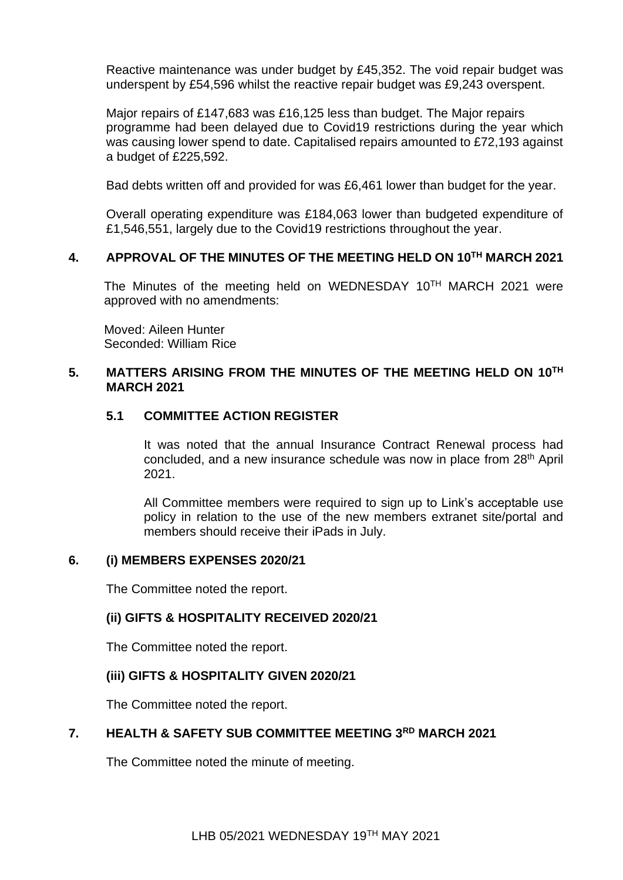Reactive maintenance was under budget by £45,352. The void repair budget was underspent by £54,596 whilst the reactive repair budget was £9,243 overspent.

Major repairs of £147,683 was £16,125 less than budget. The Major repairs programme had been delayed due to Covid19 restrictions during the year which was causing lower spend to date. Capitalised repairs amounted to £72,193 against a budget of £225,592.

Bad debts written off and provided for was £6,461 lower than budget for the year.

Overall operating expenditure was £184,063 lower than budgeted expenditure of £1,546,551, largely due to the Covid19 restrictions throughout the year.

## 4. APPROVAL OF THE MINUTES OF THE MEETING HELD ON 10TH MARCH 2021

The Minutes of the meeting held on WEDNESDAY 10TH MARCH 2021 were approved with no amendments:

Moved: Aileen Hunter
Seconded: William Rice

## 5. MATTERS ARISING FROM THE MINUTES OF THE MEETING HELD ON 10TH MARCH 2021

### 5.1 COMMITTEE ACTION REGISTER

It was noted that the annual Insurance Contract Renewal process had concluded, and a new insurance schedule was now in place from 28th April 2021.

All Committee members were required to sign up to Link's acceptable use policy in relation to the use of the new members extranet site/portal and members should receive their iPads in July.

## 6. (i) MEMBERS EXPENSES 2020/21

The Committee noted the report.

### (ii) GIFTS & HOSPITALITY RECEIVED 2020/21

The Committee noted the report.

### (iii) GIFTS & HOSPITALITY GIVEN 2020/21

The Committee noted the report.

## 7. HEALTH & SAFETY SUB COMMITTEE MEETING 3RD MARCH 2021

The Committee noted the minute of meeting.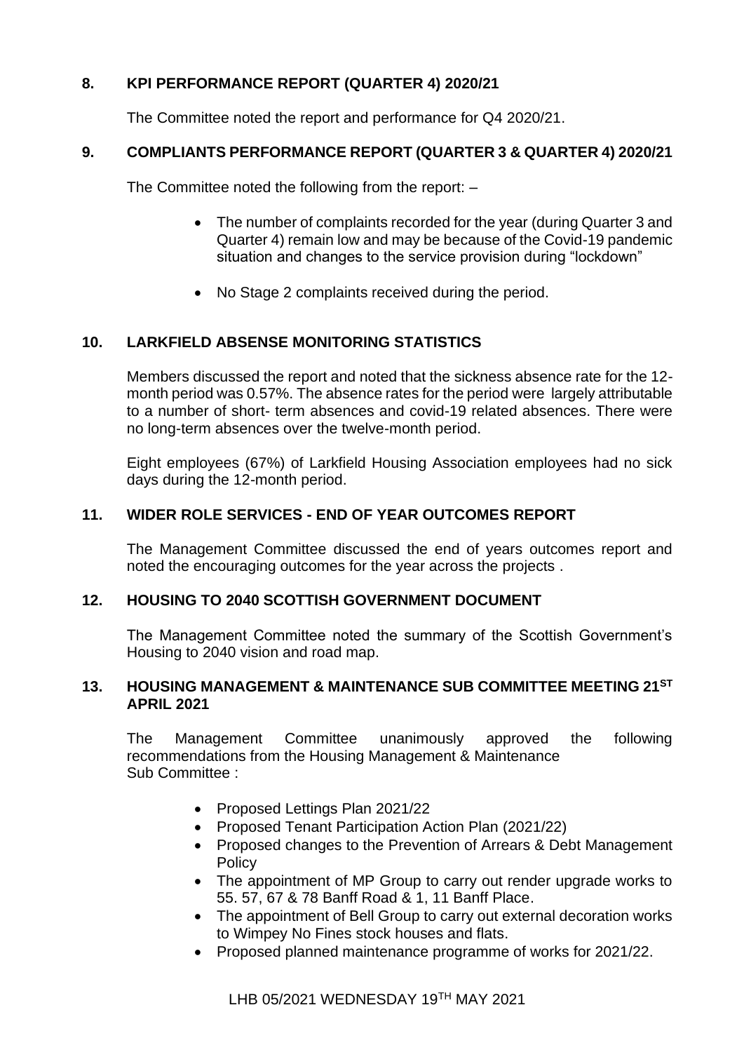## 8. KPI PERFORMANCE REPORT (QUARTER 4) 2020/21

The Committee noted the report and performance for Q4 2020/21.

## 9. COMPLIANTS PERFORMANCE REPORT (QUARTER 3 & QUARTER 4) 2020/21

The Committee noted the following from the report: –

- The number of complaints recorded for the year (during Quarter 3 and Quarter 4) remain low and may be because of the Covid-19 pandemic situation and changes to the service provision during "lockdown"
- No Stage 2 complaints received during the period.

## 10. LARKFIELD ABSENSE MONITORING STATISTICS

Members discussed the report and noted that the sickness absence rate for the 12-month period was 0.57%. The absence rates for the period were largely attributable to a number of short- term absences and covid-19 related absences. There were no long-term absences over the twelve-month period.

Eight employees (67%) of Larkfield Housing Association employees had no sick days during the 12-month period.

## 11. WIDER ROLE SERVICES - END OF YEAR OUTCOMES REPORT

The Management Committee discussed the end of years outcomes report and noted the encouraging outcomes for the year across the projects .

## 12. HOUSING TO 2040 SCOTTISH GOVERNMENT DOCUMENT

The Management Committee noted the summary of the Scottish Government's Housing to 2040 vision and road map.

## 13. HOUSING MANAGEMENT & MAINTENANCE SUB COMMITTEE MEETING 21ST APRIL 2021

The Management Committee unanimously approved the following recommendations from the Housing Management & Maintenance Sub Committee :

- Proposed Lettings Plan 2021/22
- Proposed Tenant Participation Action Plan (2021/22)
- Proposed changes to the Prevention of Arrears & Debt Management Policy
- The appointment of MP Group to carry out render upgrade works to 55. 57, 67 & 78 Banff Road & 1, 11 Banff Place.
- The appointment of Bell Group to carry out external decoration works to Wimpey No Fines stock houses and flats.
- Proposed planned maintenance programme of works for 2021/22.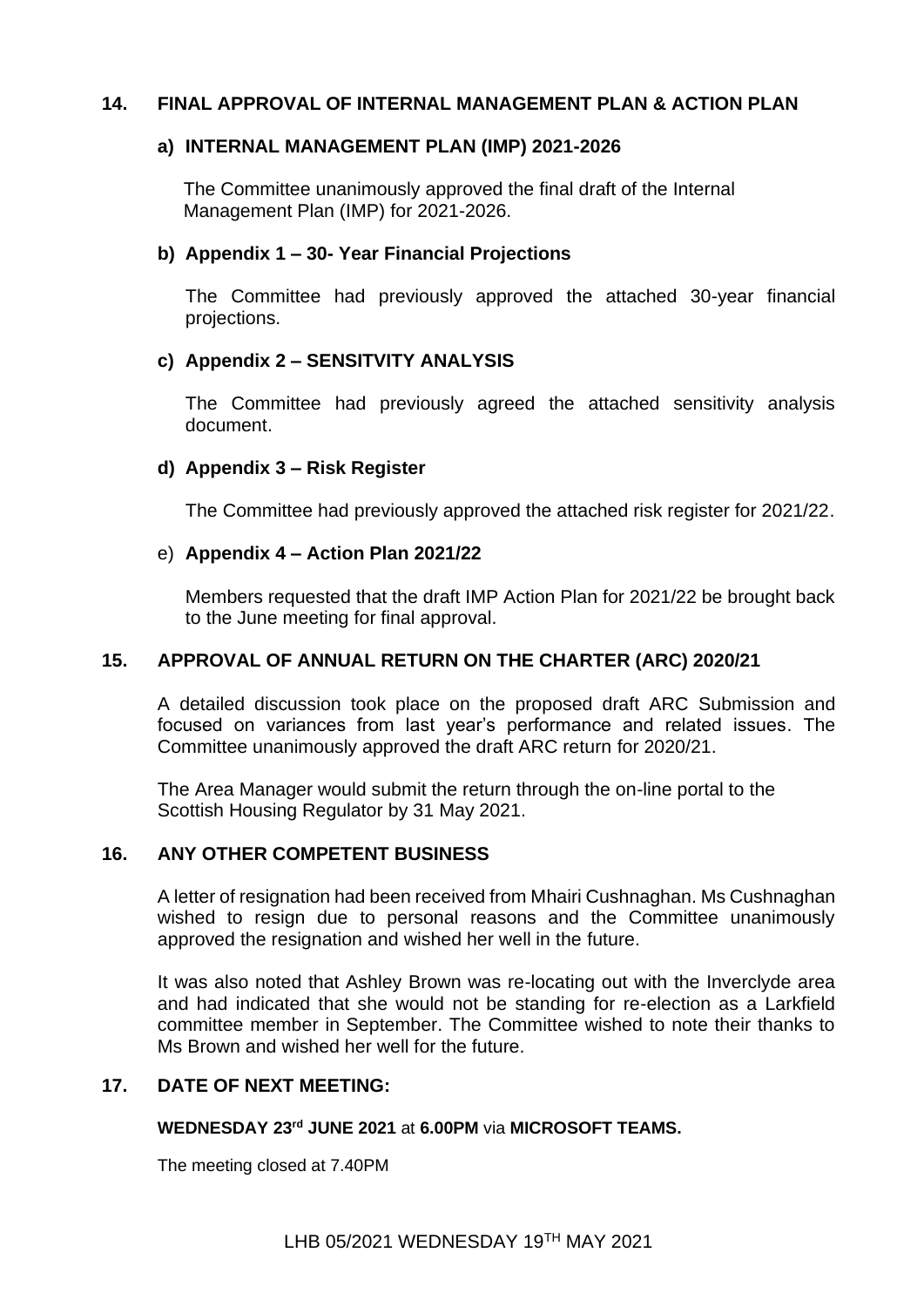## 14. FINAL APPROVAL OF INTERNAL MANAGEMENT PLAN & ACTION PLAN

### a) INTERNAL MANAGEMENT PLAN (IMP) 2021-2026

The Committee unanimously approved the final draft of the Internal Management Plan (IMP) for 2021-2026.

### b) Appendix 1 – 30- Year Financial Projections

The Committee had previously approved the attached 30-year financial projections.

### c) Appendix 2 – SENSITVITY ANALYSIS

The Committee had previously agreed the attached sensitivity analysis document.

### d) Appendix 3 – Risk Register

The Committee had previously approved the attached risk register for 2021/22.

### e) Appendix 4 – Action Plan 2021/22

Members requested that the draft IMP Action Plan for 2021/22 be brought back to the June meeting for final approval.

## 15. APPROVAL OF ANNUAL RETURN ON THE CHARTER (ARC) 2020/21

A detailed discussion took place on the proposed draft ARC Submission and focused on variances from last year's performance and related issues. The Committee unanimously approved the draft ARC return for 2020/21.

The Area Manager would submit the return through the on-line portal to the Scottish Housing Regulator by 31 May 2021.

## 16. ANY OTHER COMPETENT BUSINESS

A letter of resignation had been received from Mhairi Cushnaghan. Ms Cushnaghan wished to resign due to personal reasons and the Committee unanimously approved the resignation and wished her well in the future.

It was also noted that Ashley Brown was re-locating out with the Inverclyde area and had indicated that she would not be standing for re-election as a Larkfield committee member in September. The Committee wished to note their thanks to Ms Brown and wished her well for the future.

## 17. DATE OF NEXT MEETING:

**WEDNESDAY 23rd JUNE 2021** at **6.00PM** via **MICROSOFT TEAMS.**

The meeting closed at 7.40PM